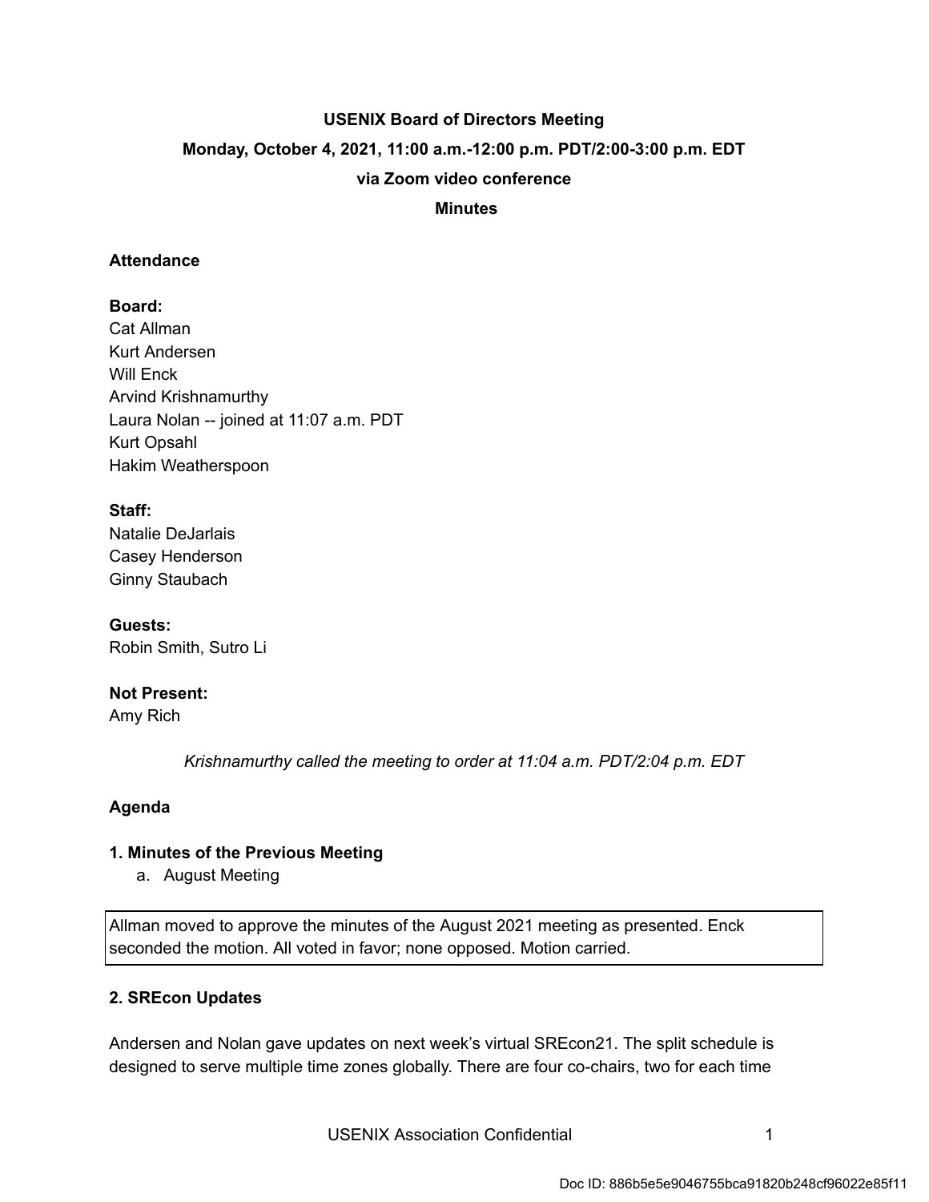# USENIX Board of Directors Meeting

**Monday, October 4, 2021, 11:00 a.m.-12:00 p.m. PDT/2:00-3:00 p.m. EDT**

**via Zoom video conference**

**Minutes**

## Attendance

**Board:**
Cat Allman
Kurt Andersen
Will Enck
Arvind Krishnamurthy
Laura Nolan -- joined at 11:07 a.m. PDT
Kurt Opsahl
Hakim Weatherspoon

**Staff:**
Natalie DeJarlais
Casey Henderson
Ginny Staubach

**Guests:**
Robin Smith, Sutro Li

**Not Present:**
Amy Rich

*Krishnamurthy called the meeting to order at 11:04 a.m. PDT/2:04 p.m. EDT*

## Agenda

### 1. Minutes of the Previous Meeting

a. August Meeting

Allman moved to approve the minutes of the August 2021 meeting as presented. Enck seconded the motion. All voted in favor; none opposed. Motion carried.

### 2. SREcon Updates

Andersen and Nolan gave updates on next week's virtual SREcon21. The split schedule is designed to serve multiple time zones globally. There are four co-chairs, two for each time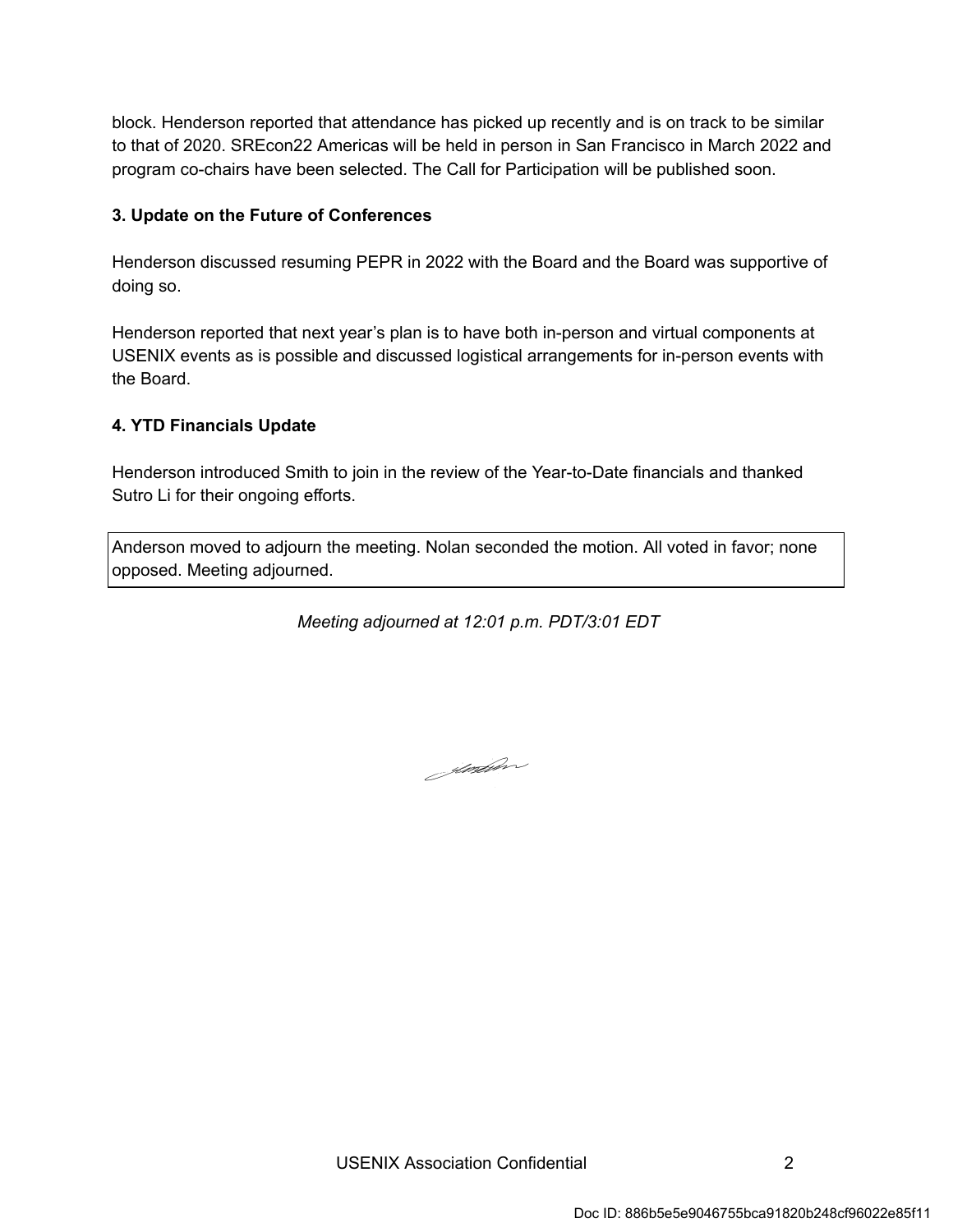block. Henderson reported that attendance has picked up recently and is on track to be similar to that of 2020. SREcon22 Americas will be held in person in San Francisco in March 2022 and program co-chairs have been selected. The Call for Participation will be published soon.

**3. Update on the Future of Conferences**

Henderson discussed resuming PEPR in 2022 with the Board and the Board was supportive of doing so.

Henderson reported that next year's plan is to have both in-person and virtual components at USENIX events as is possible and discussed logistical arrangements for in-person events with the Board.

**4. YTD Financials Update**

Henderson introduced Smith to join in the review of the Year-to-Date financials and thanked Sutro Li for their ongoing efforts.

Anderson moved to adjourn the meeting. Nolan seconded the motion. All voted in favor; none opposed. Meeting adjourned.

*Meeting adjourned at 12:01 p.m. PDT/3:01 EDT*

USENIX Association Confidential

Doc ID: 886b5e5e9046755bca91820b248cf96022e85f11